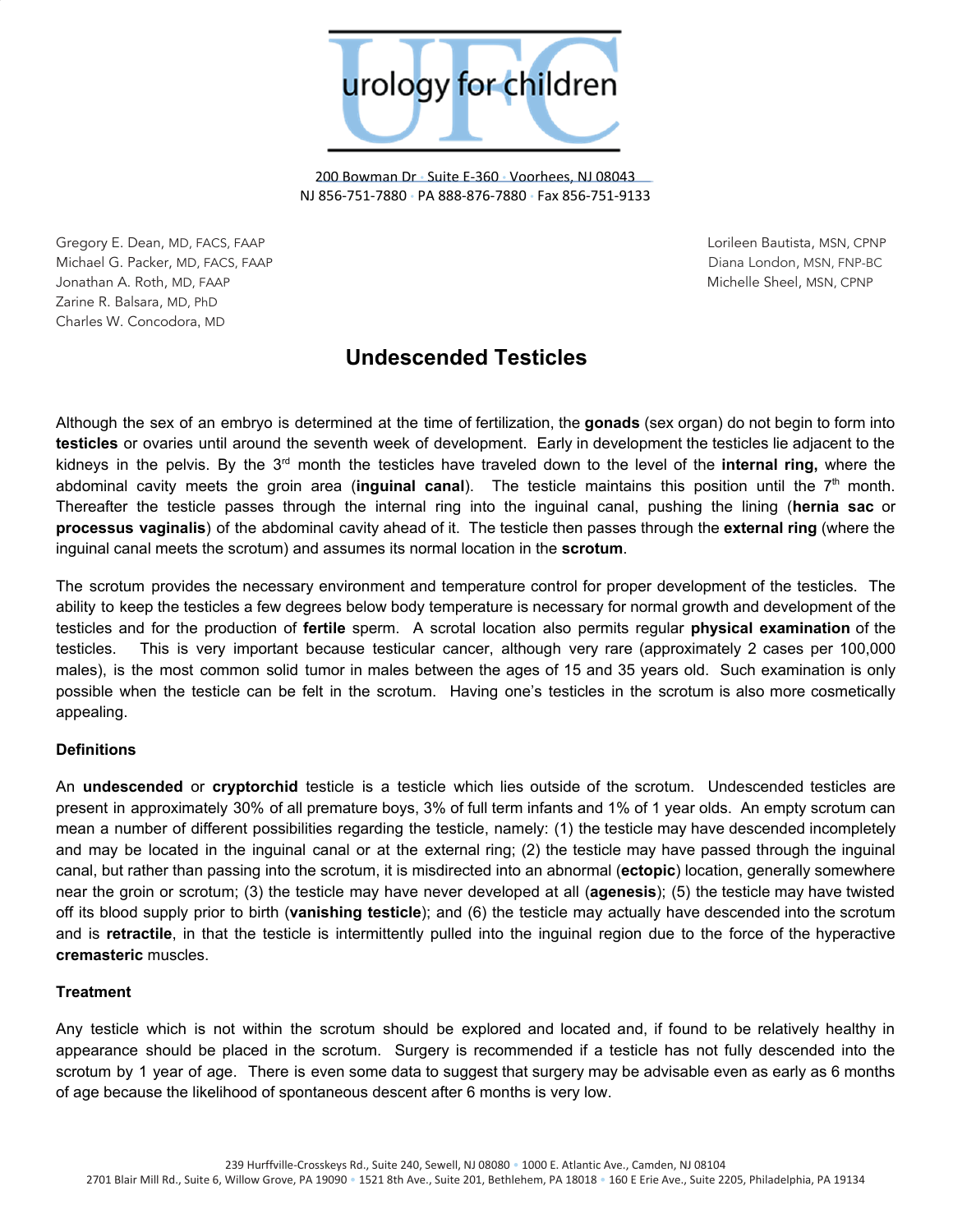urology for children

200 Bowman Dr · Suite E-360 · Voorhees, NJ 08043
NJ 856-751-7880 · PA 888-876-7880 · Fax 856-751-9133

Gregory E. Dean, MD, FACS, FAAP
Michael G. Packer, MD, FACS, FAAP
Jonathan A. Roth, MD, FAAP
Zarine R. Balsara, MD, PhD
Charles W. Concodora, MD

Lorileen Bautista, MSN, CPNP
Diana London, MSN, FNP-BC
Michelle Sheel, MSN, CPNP

# Undescended Testicles

Although the sex of an embryo is determined at the time of fertilization, the **gonads** (sex organ) do not begin to form into **testicles** or ovaries until around the seventh week of development. Early in development the testicles lie adjacent to the kidneys in the pelvis. By the 3rd month the testicles have traveled down to the level of the **internal ring,** where the abdominal cavity meets the groin area (**inguinal canal**). The testicle maintains this position until the 7th month. Thereafter the testicle passes through the internal ring into the inguinal canal, pushing the lining (**hernia sac** or **processus vaginalis**) of the abdominal cavity ahead of it. The testicle then passes through the **external ring** (where the inguinal canal meets the scrotum) and assumes its normal location in the **scrotum**.

The scrotum provides the necessary environment and temperature control for proper development of the testicles. The ability to keep the testicles a few degrees below body temperature is necessary for normal growth and development of the testicles and for the production of **fertile** sperm. A scrotal location also permits regular **physical examination** of the testicles. This is very important because testicular cancer, although very rare (approximately 2 cases per 100,000 males), is the most common solid tumor in males between the ages of 15 and 35 years old. Such examination is only possible when the testicle can be felt in the scrotum. Having one's testicles in the scrotum is also more cosmetically appealing.

### Definitions

An **undescended** or **cryptorchid** testicle is a testicle which lies outside of the scrotum. Undescended testicles are present in approximately 30% of all premature boys, 3% of full term infants and 1% of 1 year olds. An empty scrotum can mean a number of different possibilities regarding the testicle, namely: (1) the testicle may have descended incompletely and may be located in the inguinal canal or at the external ring; (2) the testicle may have passed through the inguinal canal, but rather than passing into the scrotum, it is misdirected into an abnormal (**ectopic**) location, generally somewhere near the groin or scrotum; (3) the testicle may have never developed at all (**agenesis**); (5) the testicle may have twisted off its blood supply prior to birth (**vanishing testicle**); and (6) the testicle may actually have descended into the scrotum and is **retractile**, in that the testicle is intermittently pulled into the inguinal region due to the force of the hyperactive **cremasteric** muscles.

### Treatment

Any testicle which is not within the scrotum should be explored and located and, if found to be relatively healthy in appearance should be placed in the scrotum. Surgery is recommended if a testicle has not fully descended into the scrotum by 1 year of age. There is even some data to suggest that surgery may be advisable even as early as 6 months of age because the likelihood of spontaneous descent after 6 months is very low.

239 Hurffville-Crosskeys Rd., Suite 240, Sewell, NJ 08080 · 1000 E. Atlantic Ave., Camden, NJ 08104
2701 Blair Mill Rd., Suite 6, Willow Grove, PA 19090 · 1521 8th Ave., Suite 201, Bethlehem, PA 18018 · 160 E Erie Ave., Suite 2205, Philadelphia, PA 19134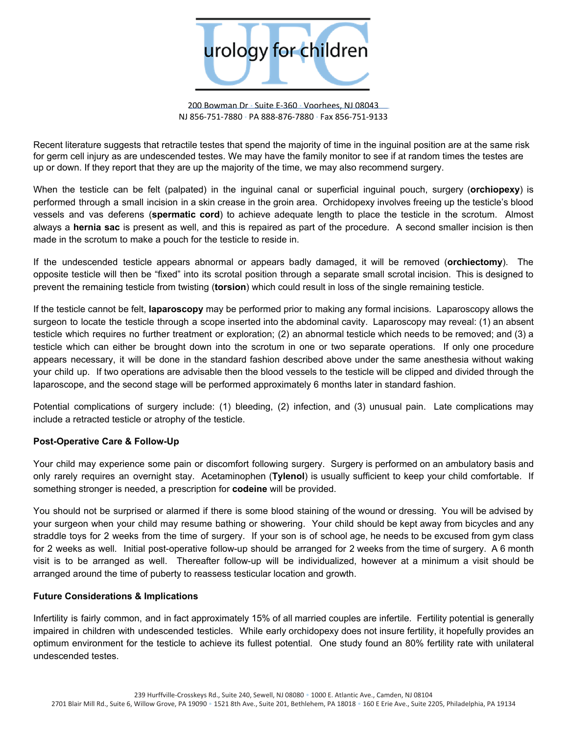Recent literature suggests that retractile testes that spend the majority of time in the inguinal position are at the same risk for germ cell injury as are undescended testes. We may have the family monitor to see if at random times the testes are up or down. If they report that they are up the majority of the time, we may also recommend surgery.

When the testicle can be felt (palpated) in the inguinal canal or superficial inguinal pouch, surgery (**orchiopexy**) is performed through a small incision in a skin crease in the groin area. Orchidopexy involves freeing up the testicle's blood vessels and vas deferens (**spermatic cord**) to achieve adequate length to place the testicle in the scrotum. Almost always a **hernia sac** is present as well, and this is repaired as part of the procedure. A second smaller incision is then made in the scrotum to make a pouch for the testicle to reside in.

If the undescended testicle appears abnormal or appears badly damaged, it will be removed (**orchiectomy**). The opposite testicle will then be "fixed" into its scrotal position through a separate small scrotal incision. This is designed to prevent the remaining testicle from twisting (**torsion**) which could result in loss of the single remaining testicle.

If the testicle cannot be felt, **laparoscopy** may be performed prior to making any formal incisions. Laparoscopy allows the surgeon to locate the testicle through a scope inserted into the abdominal cavity. Laparoscopy may reveal: (1) an absent testicle which requires no further treatment or exploration; (2) an abnormal testicle which needs to be removed; and (3) a testicle which can either be brought down into the scrotum in one or two separate operations. If only one procedure appears necessary, it will be done in the standard fashion described above under the same anesthesia without waking your child up. If two operations are advisable then the blood vessels to the testicle will be clipped and divided through the laparoscope, and the second stage will be performed approximately 6 months later in standard fashion.

Potential complications of surgery include: (1) bleeding, (2) infection, and (3) unusual pain. Late complications may include a retracted testicle or atrophy of the testicle.

### Post-Operative Care & Follow-Up

Your child may experience some pain or discomfort following surgery. Surgery is performed on an ambulatory basis and only rarely requires an overnight stay. Acetaminophen (**Tylenol**) is usually sufficient to keep your child comfortable. If something stronger is needed, a prescription for **codeine** will be provided.

You should not be surprised or alarmed if there is some blood staining of the wound or dressing. You will be advised by your surgeon when your child may resume bathing or showering. Your child should be kept away from bicycles and any straddle toys for 2 weeks from the time of surgery. If your son is of school age, he needs to be excused from gym class for 2 weeks as well. Initial post-operative follow-up should be arranged for 2 weeks from the time of surgery. A 6 month visit is to be arranged as well. Thereafter follow-up will be individualized, however at a minimum a visit should be arranged around the time of puberty to reassess testicular location and growth.

### Future Considerations & Implications

Infertility is fairly common, and in fact approximately 15% of all married couples are infertile. Fertility potential is generally impaired in children with undescended testicles. While early orchidopexy does not insure fertility, it hopefully provides an optimum environment for the testicle to achieve its fullest potential. One study found an 80% fertility rate with unilateral undescended testes.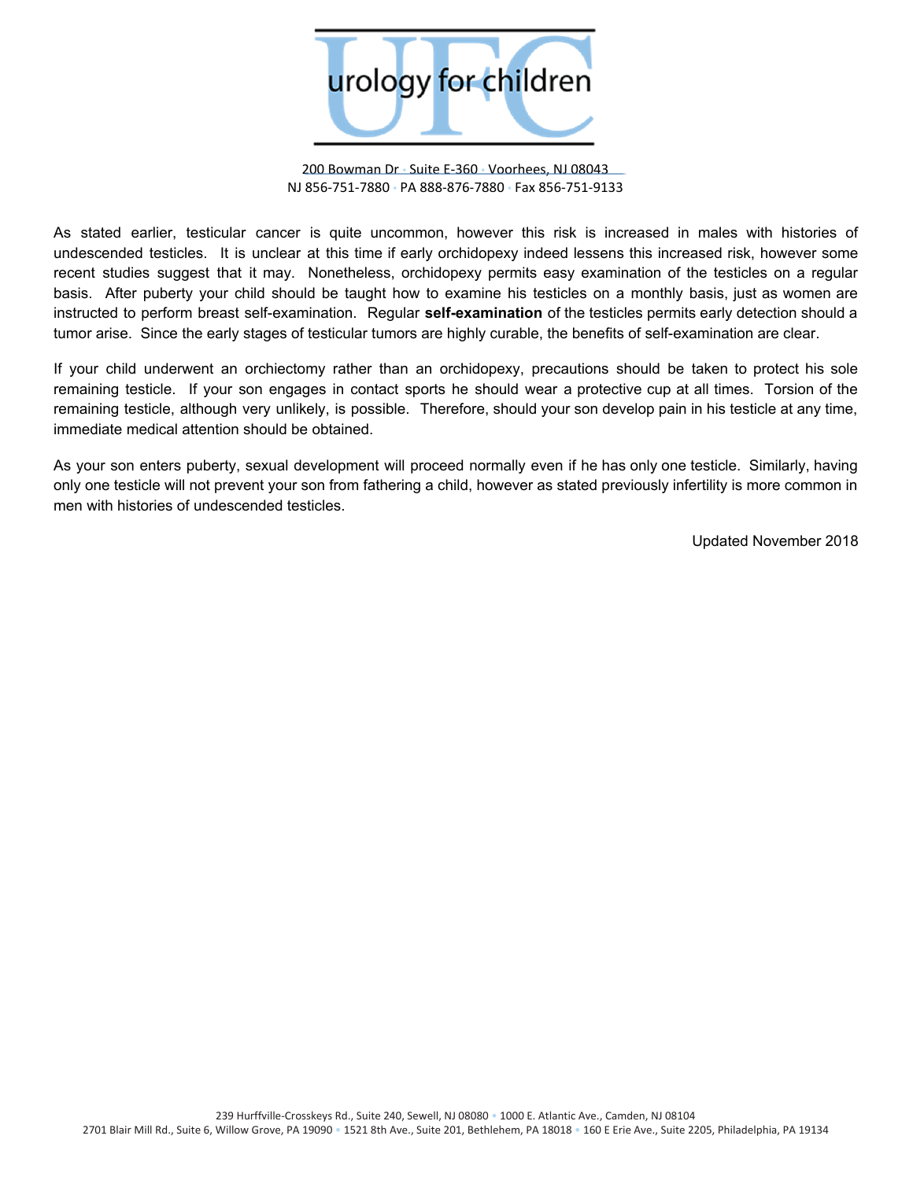As stated earlier, testicular cancer is quite uncommon, however this risk is increased in males with histories of undescended testicles. It is unclear at this time if early orchidopexy indeed lessens this increased risk, however some recent studies suggest that it may. Nonetheless, orchidopexy permits easy examination of the testicles on a regular basis. After puberty your child should be taught how to examine his testicles on a monthly basis, just as women are instructed to perform breast self-examination. Regular **self-examination** of the testicles permits early detection should a tumor arise. Since the early stages of testicular tumors are highly curable, the benefits of self-examination are clear.

If your child underwent an orchiectomy rather than an orchidopexy, precautions should be taken to protect his sole remaining testicle. If your son engages in contact sports he should wear a protective cup at all times. Torsion of the remaining testicle, although very unlikely, is possible. Therefore, should your son develop pain in his testicle at any time, immediate medical attention should be obtained.

As your son enters puberty, sexual development will proceed normally even if he has only one testicle. Similarly, having only one testicle will not prevent your son from fathering a child, however as stated previously infertility is more common in men with histories of undescended testicles.

Updated November 2018